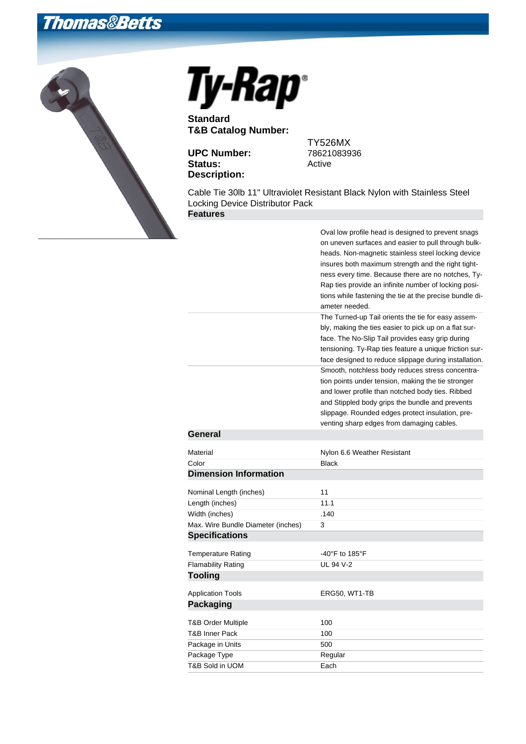# Ty-Rap®

**Standard**

| | |
|---|---|
| **T&B Catalog Number:** | TY526MX |
| **UPC Number:** | 78621083936 |
| **Status:** | Active |
| **Description:** | |

Cable Tie 30lb 11" Ultraviolet Resistant Black Nylon with Stainless Steel Locking Device Distributor Pack

## Features

| | |
|---|---|
| | Oval low profile head is designed to prevent snags on uneven surfaces and easier to pull through bulkheads. Non-magnetic stainless steel locking device insures both maximum strength and the right tightness every time. Because there are no notches, Ty-Rap ties provide an infinite number of locking positions while fastening the tie at the precise bundle diameter needed. |
| | The Turned-up Tail orients the tie for easy assembly, making the ties easier to pick up on a flat surface. The No-Slip Tail provides easy grip during tensioning. Ty-Rap ties feature a unique friction surface designed to reduce slippage during installation. |
| | Smooth, notchless body reduces stress concentration points under tension, making the tie stronger and lower profile than notched body ties. Ribbed and Stippled body grips the bundle and prevents slippage. Rounded edges protect insulation, preventing sharp edges from damaging cables. |

## General

| | |
|---|---|
| Material | Nylon 6.6 Weather Resistant |
| Color | Black |

## Dimension Information

| | |
|---|---|
| Nominal Length (inches) | 11 |
| Length (inches) | 11.1 |
| Width (inches) | .140 |
| Max. Wire Bundle Diameter (inches) | 3 |

## Specifications

| | |
|---|---|
| Temperature Rating | -40°F to 185°F |
| Flamability Rating | UL 94 V-2 |

## Tooling

| | |
|---|---|
| Application Tools | ERG50, WT1-TB |

## Packaging

| | |
|---|---|
| T&B Order Multiple | 100 |
| T&B Inner Pack | 100 |
| Package in Units | 500 |
| Package Type | Regular |
| T&B Sold in UOM | Each |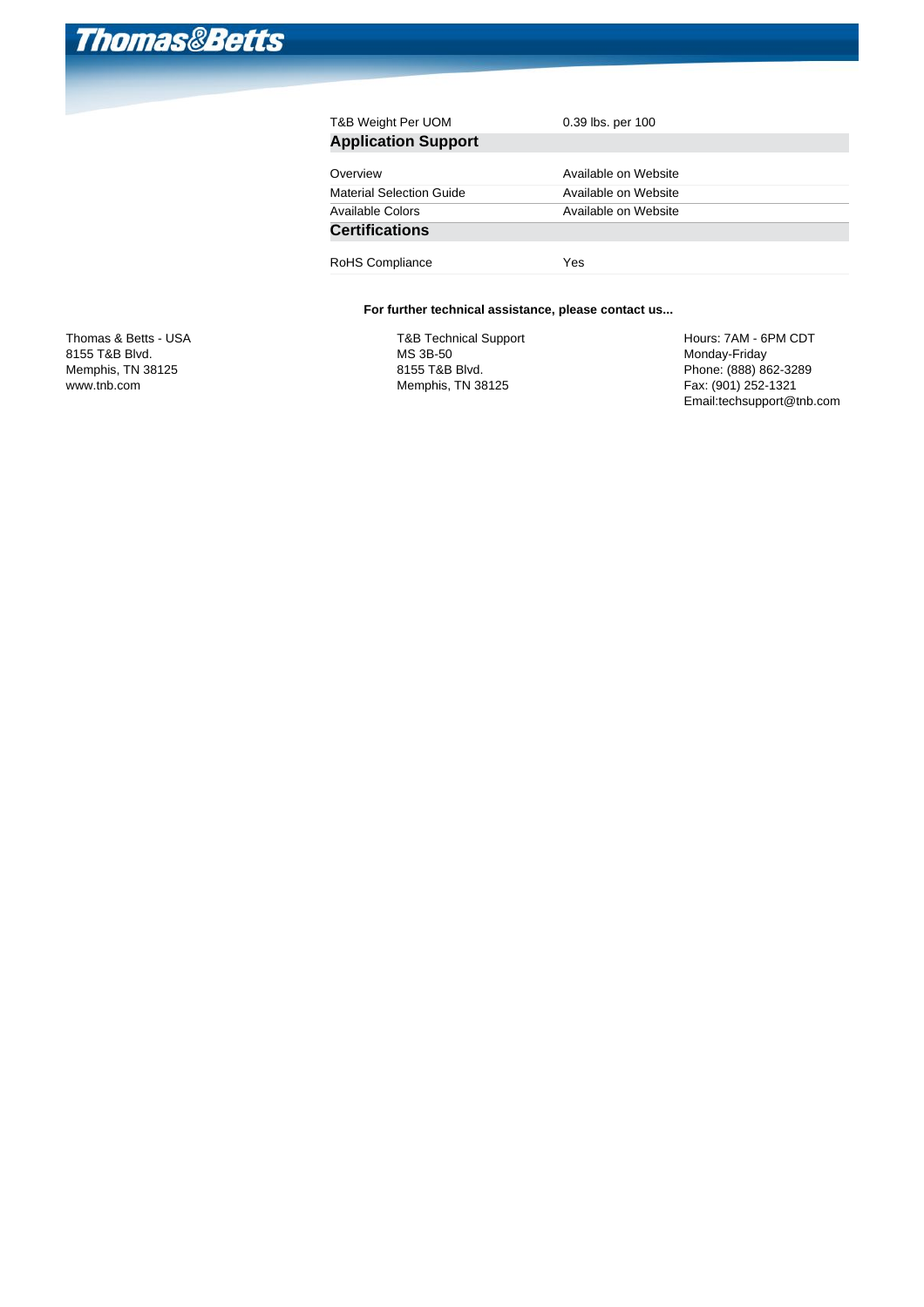| | |
|---|---|
| T&B Weight Per UOM | 0.39 lbs. per 100 |

## Application Support

| | |
|---|---|
| Overview | Available on Website |
| Material Selection Guide | Available on Website |
| Available Colors | Available on Website |

## Certifications

| | |
|---|---|
| RoHS Compliance | Yes |

**For further technical assistance, please contact us...**

Thomas & Betts - USA
8155 T&B Blvd.
Memphis, TN 38125
www.tnb.com

T&B Technical Support
MS 3B-50
8155 T&B Blvd.
Memphis, TN 38125

Hours: 7AM - 6PM CDT
Monday-Friday
Phone: (888) 862-3289
Fax: (901) 252-1321
Email:techsupport@tnb.com